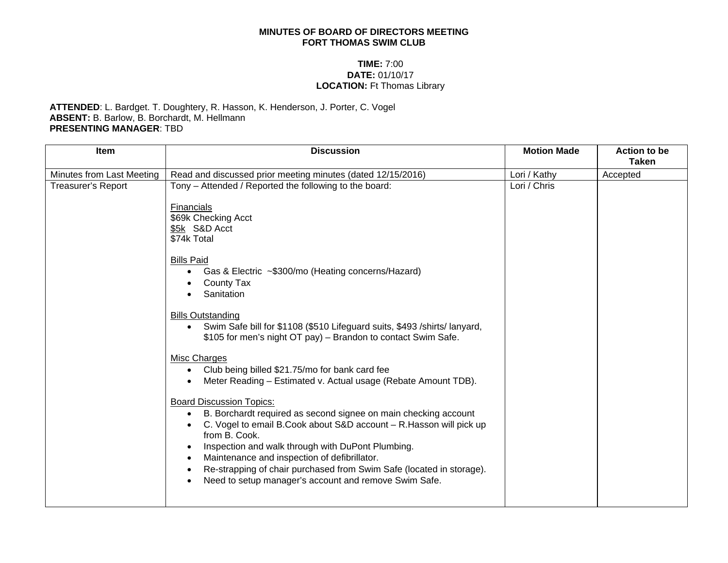# MINUTES OF BOARD OF DIRECTORS MEETING
# FORT THOMAS SWIM CLUB

**TIME:** 7:00
**DATE:** 01/10/17
**LOCATION:** Ft Thomas Library

**ATTENDED**: L. Bardget. T. Doughtery, R. Hasson, K. Henderson, J. Porter, C. Vogel
**ABSENT:** B. Barlow, B. Borchardt, M. Hellmann
**PRESENTING MANAGER**: TBD

| Item | Discussion | Motion Made | Action to be Taken |
|---|---|---|---|
| Minutes from Last Meeting | Read and discussed prior meeting minutes (dated 12/15/2016) | Lori / Kathy | Accepted |
| Treasurer's Report | Tony – Attended / Reported the following to the board:<br><br><u>Financials</u><br>$69k Checking Acct<br><u>$5k</u> S&D Acct<br>$74k Total<br><br><u>Bills Paid</u><br>• Gas & Electric ~$300/mo (Heating concerns/Hazard)<br>• County Tax<br>• Sanitation<br><br><u>Bills Outstanding</u><br>• Swim Safe bill for $1108 ($510 Lifeguard suits, $493 /shirts/ lanyard, $105 for men's night OT pay) – Brandon to contact Swim Safe.<br><br><u>Misc Charges</u><br>• Club being billed $21.75/mo for bank card fee<br>• Meter Reading – Estimated v. Actual usage (Rebate Amount TDB).<br><br><u>Board Discussion Topics:</u><br>• B. Borchardt required as second signee on main checking account<br>• C. Vogel to email B.Cook about S&D account – R.Hasson will pick up from B. Cook.<br>• Inspection and walk through with DuPont Plumbing.<br>• Maintenance and inspection of defibrillator.<br>• Re-strapping of chair purchased from Swim Safe (located in storage).<br>• Need to setup manager's account and remove Swim Safe. | Lori / Chris | |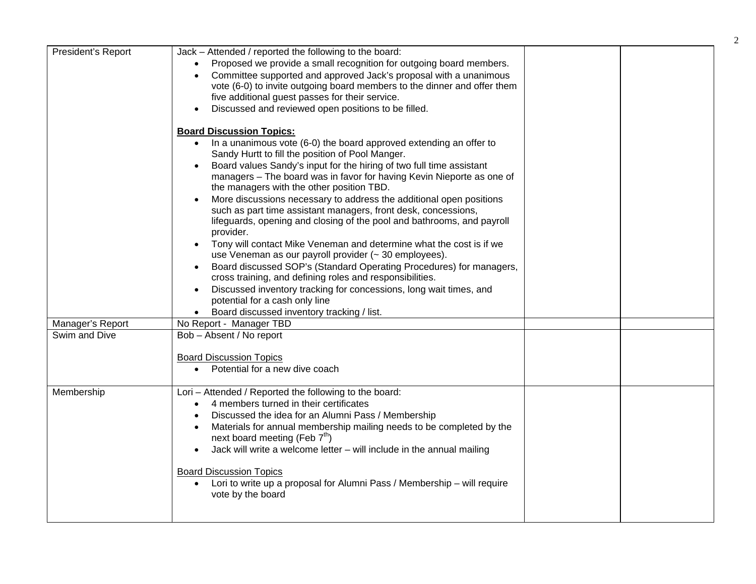| President's Report | Jack – Attended / reported the following to the board:<br>• Proposed we provide a small recognition for outgoing board members.<br>• Committee supported and approved Jack's proposal with a unanimous vote (6-0) to invite outgoing board members to the dinner and offer them five additional guest passes for their service.<br>• Discussed and reviewed open positions to be filled.<br><br>**Board Discussion Topics:**<br>• In a unanimous vote (6-0) the board approved extending an offer to Sandy Hurtt to fill the position of Pool Manger.<br>• Board values Sandy's input for the hiring of two full time assistant managers – The board was in favor for having Kevin Nieporte as one of the managers with the other position TBD.<br>• More discussions necessary to address the additional open positions such as part time assistant managers, front desk, concessions, lifeguards, opening and closing of the pool and bathrooms, and payroll provider.<br>• Tony will contact Mike Veneman and determine what the cost is if we use Veneman as our payroll provider (~ 30 employees).<br>• Board discussed SOP's (Standard Operating Procedures) for managers, cross training, and defining roles and responsibilities.<br>• Discussed inventory tracking for concessions, long wait times, and potential for a cash only line<br>• Board discussed inventory tracking / list. | | |
|---|---|---|---|
| Manager's Report | No Report - Manager TBD | | |
| Swim and Dive | Bob – Absent / No report<br><br>Board Discussion Topics<br>• Potential for a new dive coach | | |
| Membership | Lori – Attended / Reported the following to the board:<br>• 4 members turned in their certificates<br>• Discussed the idea for an Alumni Pass / Membership<br>• Materials for annual membership mailing needs to be completed by the next board meeting (Feb 7th)<br>• Jack will write a welcome letter – will include in the annual mailing<br><br>Board Discussion Topics<br>• Lori to write up a proposal for Alumni Pass / Membership – will require vote by the board | | |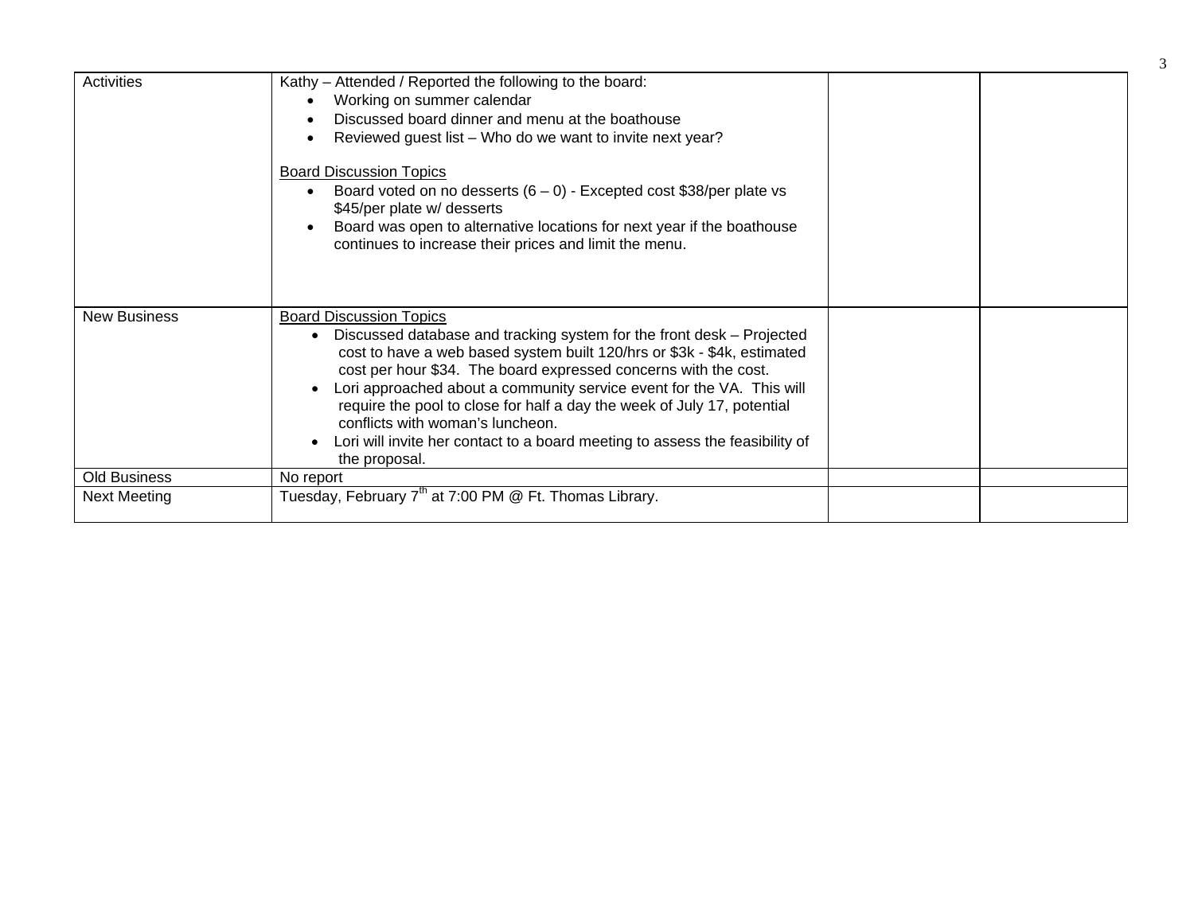| | | | |
|---|---|---|---|
| Activities | Kathy – Attended / Reported the following to the board:<br>• Working on summer calendar<br>• Discussed board dinner and menu at the boathouse<br>• Reviewed guest list – Who do we want to invite next year?<br><br><u>Board Discussion Topics</u><br>• Board voted on no desserts (6 – 0) - Excepted cost $38/per plate vs $45/per plate w/ desserts<br>• Board was open to alternative locations for next year if the boathouse continues to increase their prices and limit the menu. | | |
| New Business | <u>Board Discussion Topics</u><br>• Discussed database and tracking system for the front desk – Projected cost to have a web based system built 120/hrs or $3k - $4k, estimated cost per hour $34. The board expressed concerns with the cost.<br>• Lori approached about a community service event for the VA. This will require the pool to close for half a day the week of July 17, potential conflicts with woman's luncheon.<br>• Lori will invite her contact to a board meeting to assess the feasibility of the proposal. | | |
| Old Business | No report | | |
| Next Meeting | Tuesday, February 7th at 7:00 PM @ Ft. Thomas Library. | | |